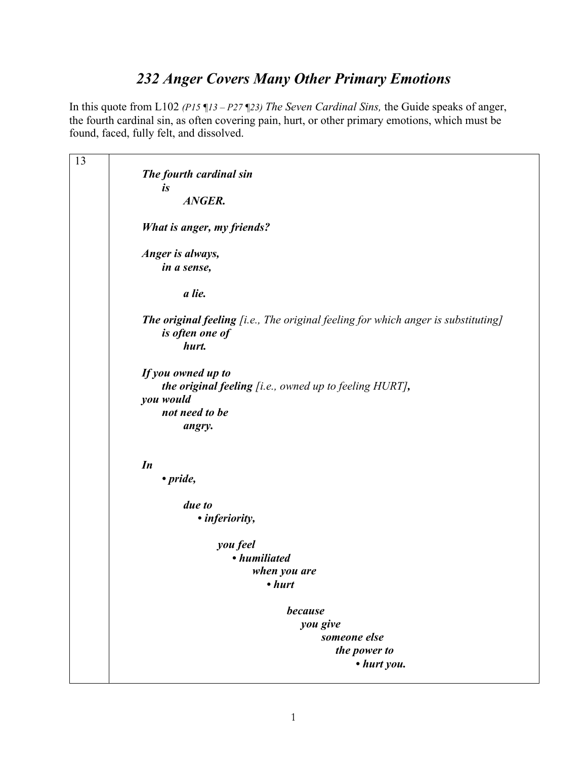# *232 Anger Covers Many Other Primary Emotions*

In this quote from L102 *(P15 ¶13 – P27 ¶23) The Seven Cardinal Sins,* the Guide speaks of anger, the fourth cardinal sin, as often covering pain, hurt, or other primary emotions, which must be found, faced, fully felt, and dissolved.

| | |
|---|---|
| 13 | ***The fourth cardinal sin***<br>&nbsp;&nbsp;&nbsp;&nbsp;***is***<br>&nbsp;&nbsp;&nbsp;&nbsp;&nbsp;&nbsp;&nbsp;&nbsp;***ANGER.***<br><br>***What is anger, my friends?***<br><br>***Anger is always,***<br>&nbsp;&nbsp;&nbsp;&nbsp;***in a sense,***<br><br>&nbsp;&nbsp;&nbsp;&nbsp;&nbsp;&nbsp;&nbsp;&nbsp;***a lie.***<br><br>***The original feeling*** *[i.e., The original feeling for which anger is substituting]*<br>&nbsp;&nbsp;&nbsp;&nbsp;***is often one of***<br>&nbsp;&nbsp;&nbsp;&nbsp;&nbsp;&nbsp;&nbsp;&nbsp;***hurt.***<br><br>***If you owned up to***<br>&nbsp;&nbsp;&nbsp;&nbsp;***the original feeling*** *[i.e., owned up to feeling HURT]**,***<br>***you would***<br>&nbsp;&nbsp;&nbsp;&nbsp;***not need to be***<br>&nbsp;&nbsp;&nbsp;&nbsp;&nbsp;&nbsp;&nbsp;&nbsp;***angry.***<br><br>***In***<br>&nbsp;&nbsp;&nbsp;&nbsp;***• pride,***<br><br>&nbsp;&nbsp;&nbsp;&nbsp;&nbsp;&nbsp;&nbsp;&nbsp;***due to***<br>&nbsp;&nbsp;&nbsp;&nbsp;&nbsp;&nbsp;&nbsp;&nbsp;&nbsp;&nbsp;&nbsp;&nbsp;***• inferiority,***<br><br>&nbsp;&nbsp;&nbsp;&nbsp;&nbsp;&nbsp;&nbsp;&nbsp;&nbsp;&nbsp;&nbsp;&nbsp;&nbsp;&nbsp;&nbsp;&nbsp;***you feel***<br>&nbsp;&nbsp;&nbsp;&nbsp;&nbsp;&nbsp;&nbsp;&nbsp;&nbsp;&nbsp;&nbsp;&nbsp;&nbsp;&nbsp;&nbsp;&nbsp;&nbsp;&nbsp;&nbsp;&nbsp;***• humiliated***<br>&nbsp;&nbsp;&nbsp;&nbsp;&nbsp;&nbsp;&nbsp;&nbsp;&nbsp;&nbsp;&nbsp;&nbsp;&nbsp;&nbsp;&nbsp;&nbsp;&nbsp;&nbsp;&nbsp;&nbsp;&nbsp;&nbsp;&nbsp;&nbsp;***when you are***<br>&nbsp;&nbsp;&nbsp;&nbsp;&nbsp;&nbsp;&nbsp;&nbsp;&nbsp;&nbsp;&nbsp;&nbsp;&nbsp;&nbsp;&nbsp;&nbsp;&nbsp;&nbsp;&nbsp;&nbsp;&nbsp;&nbsp;&nbsp;&nbsp;&nbsp;&nbsp;&nbsp;&nbsp;***• hurt***<br><br>&nbsp;&nbsp;&nbsp;&nbsp;&nbsp;&nbsp;&nbsp;&nbsp;&nbsp;&nbsp;&nbsp;&nbsp;&nbsp;&nbsp;&nbsp;&nbsp;&nbsp;&nbsp;&nbsp;&nbsp;&nbsp;&nbsp;&nbsp;&nbsp;&nbsp;&nbsp;&nbsp;&nbsp;&nbsp;&nbsp;&nbsp;&nbsp;***because***<br>&nbsp;&nbsp;&nbsp;&nbsp;&nbsp;&nbsp;&nbsp;&nbsp;&nbsp;&nbsp;&nbsp;&nbsp;&nbsp;&nbsp;&nbsp;&nbsp;&nbsp;&nbsp;&nbsp;&nbsp;&nbsp;&nbsp;&nbsp;&nbsp;&nbsp;&nbsp;&nbsp;&nbsp;&nbsp;&nbsp;&nbsp;&nbsp;&nbsp;&nbsp;&nbsp;&nbsp;***you give***<br>&nbsp;&nbsp;&nbsp;&nbsp;&nbsp;&nbsp;&nbsp;&nbsp;&nbsp;&nbsp;&nbsp;&nbsp;&nbsp;&nbsp;&nbsp;&nbsp;&nbsp;&nbsp;&nbsp;&nbsp;&nbsp;&nbsp;&nbsp;&nbsp;&nbsp;&nbsp;&nbsp;&nbsp;&nbsp;&nbsp;&nbsp;&nbsp;&nbsp;&nbsp;&nbsp;&nbsp;&nbsp;&nbsp;&nbsp;&nbsp;***someone else***<br>&nbsp;&nbsp;&nbsp;&nbsp;&nbsp;&nbsp;&nbsp;&nbsp;&nbsp;&nbsp;&nbsp;&nbsp;&nbsp;&nbsp;&nbsp;&nbsp;&nbsp;&nbsp;&nbsp;&nbsp;&nbsp;&nbsp;&nbsp;&nbsp;&nbsp;&nbsp;&nbsp;&nbsp;&nbsp;&nbsp;&nbsp;&nbsp;&nbsp;&nbsp;&nbsp;&nbsp;&nbsp;&nbsp;&nbsp;&nbsp;&nbsp;&nbsp;&nbsp;&nbsp;***the power to***<br>&nbsp;&nbsp;&nbsp;&nbsp;&nbsp;&nbsp;&nbsp;&nbsp;&nbsp;&nbsp;&nbsp;&nbsp;&nbsp;&nbsp;&nbsp;&nbsp;&nbsp;&nbsp;&nbsp;&nbsp;&nbsp;&nbsp;&nbsp;&nbsp;&nbsp;&nbsp;&nbsp;&nbsp;&nbsp;&nbsp;&nbsp;&nbsp;&nbsp;&nbsp;&nbsp;&nbsp;&nbsp;&nbsp;&nbsp;&nbsp;&nbsp;&nbsp;&nbsp;&nbsp;&nbsp;&nbsp;&nbsp;&nbsp;***• hurt you.*** |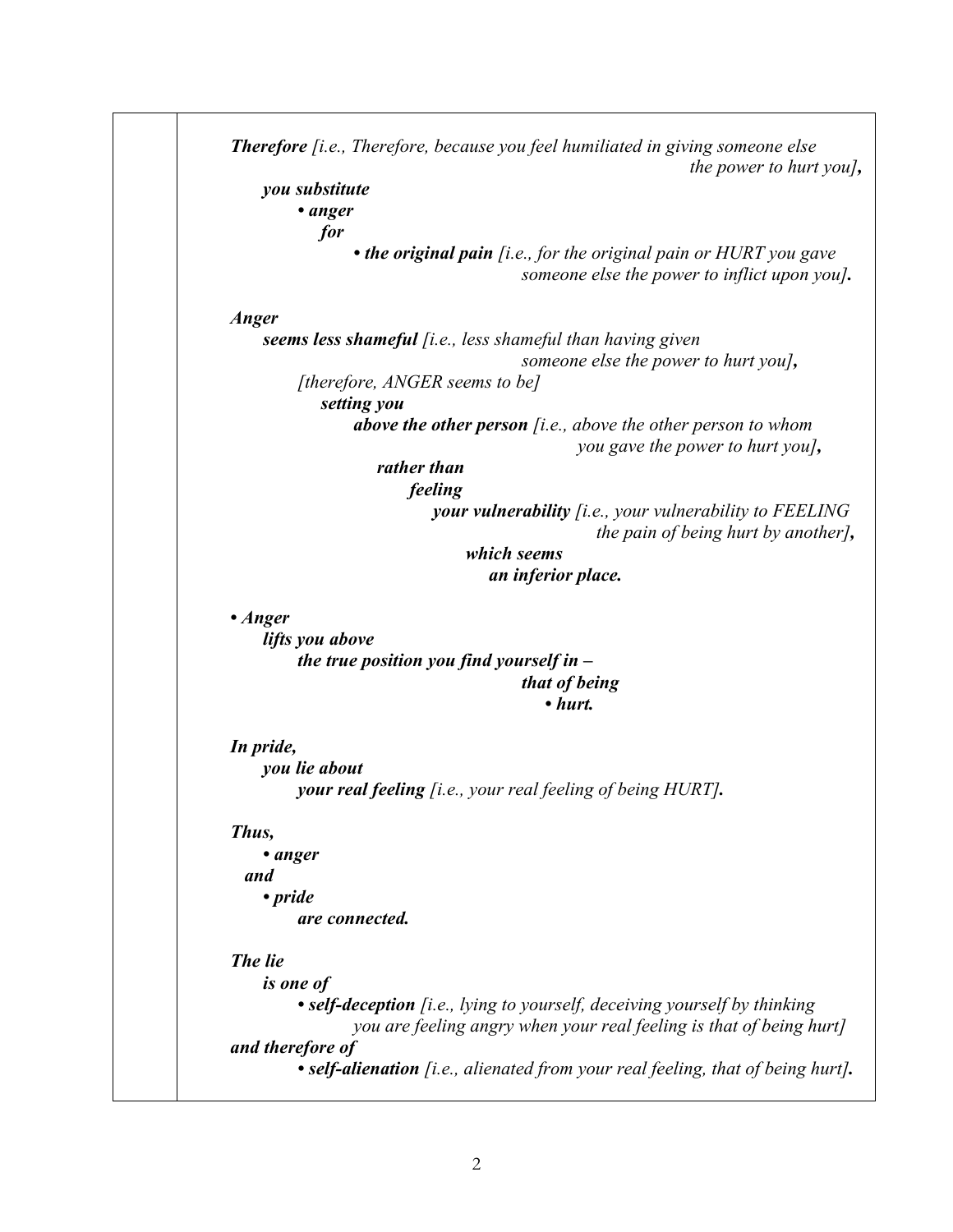***Therefore*** *[i.e., Therefore, because you feel humiliated in giving someone else the power to hurt you]****,***

***you substitute***

***• anger***

***for***

***• the original pain*** *[i.e., for the original pain or HURT you gave someone else the power to inflict upon you]****.***

***Anger***

***seems less shameful*** *[i.e., less shameful than having given someone else the power to hurt you]****,***

*[therefore, ANGER seems to be]*

***setting you***

***above the other person*** *[i.e., above the other person to whom you gave the power to hurt you]****,***

***rather than***

***feeling***

***your vulnerability*** *[i.e., your vulnerability to FEELING the pain of being hurt by another]****,***

***which seems***

***an inferior place.***

***• Anger***

***lifts you above***

***the true position you find yourself in –***

***that of being***

***• hurt.***

***In pride,***

***you lie about***

***your real feeling*** *[i.e., your real feeling of being HURT]****.***

***Thus,***

***• anger***

***and***

***• pride***

***are connected.***

***The lie***

***is one of***

***• self-deception*** *[i.e., lying to yourself, deceiving yourself by thinking you are feeling angry when your real feeling is that of being hurt]*

***and therefore of***

***• self-alienation*** *[i.e., alienated from your real feeling, that of being hurt]****.***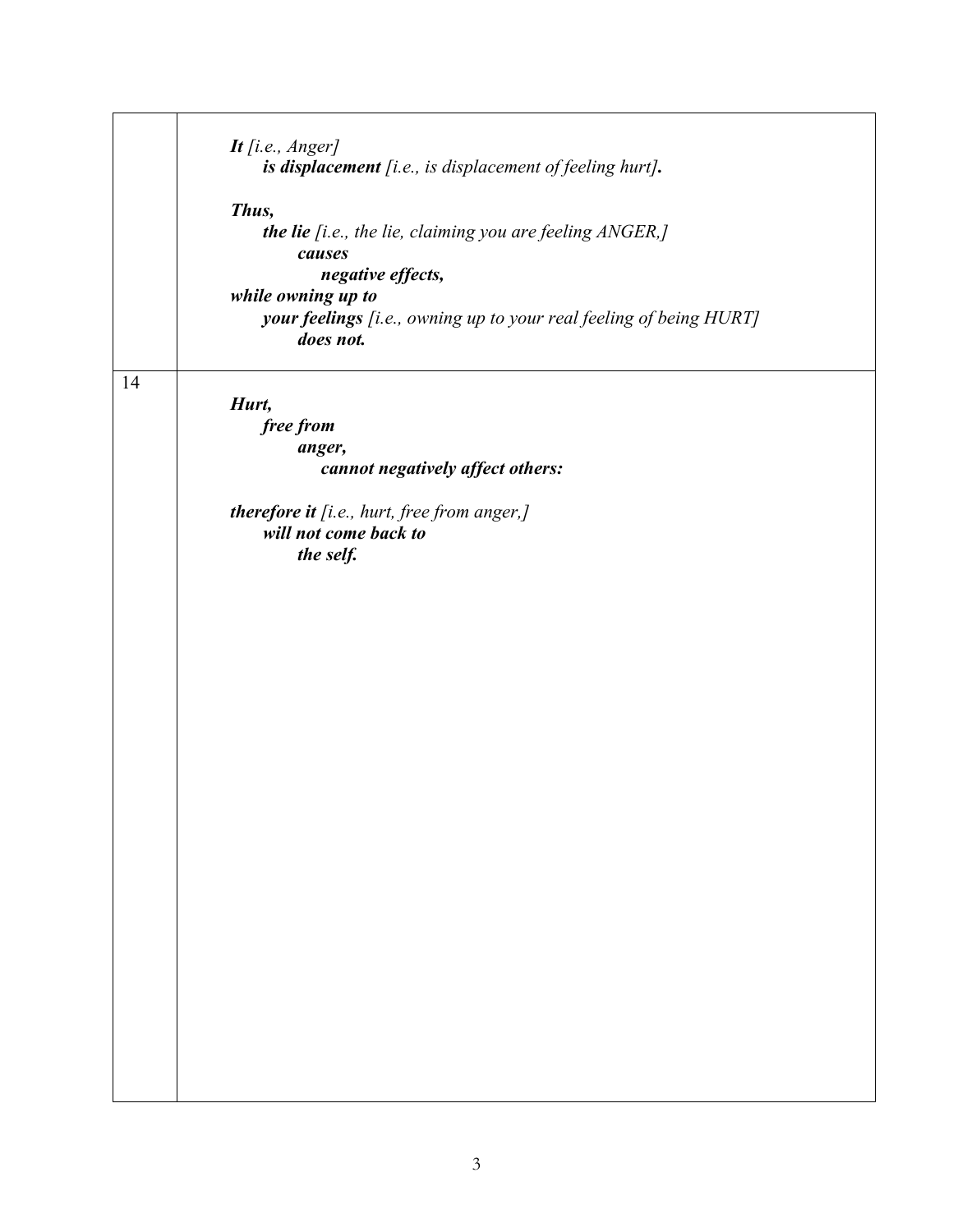| | |
|---|---|
| | ***It** [i.e., Anger]*<br>***is displacement** [i.e., is displacement of feeling hurt]**.***<br><br>***Thus,***<br>***the lie** [i.e., the lie, claiming you are feeling ANGER,]*<br>***causes***<br>***negative effects,***<br>***while owning up to***<br>***your feelings** [i.e., owning up to your real feeling of being HURT]*<br>***does not.*** |
| 14 | ***Hurt,***<br>***free from***<br>***anger,***<br>***cannot negatively affect others:***<br><br>***therefore it** [i.e., hurt, free from anger,]*<br>***will not come back to***<br>***the self.*** |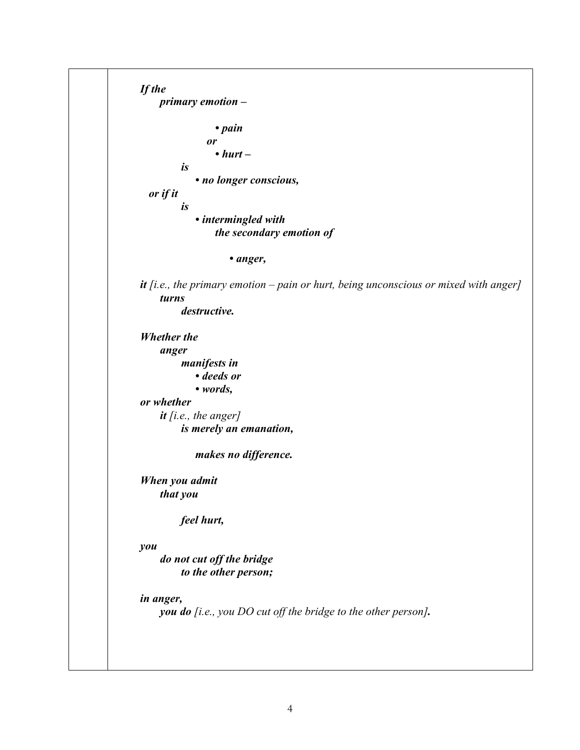***If the***
***primary emotion –***

- ***pain***

***or***

- ***hurt –***

***is***

- ***no longer conscious,***

***or if it***
***is***

- ***intermingled with***
  ***the secondary emotion of***

  - ***anger,***

***it*** *[i.e., the primary emotion – pain or hurt, being unconscious or mixed with anger]*
***turns***
***destructive.***

***Whether the***
***anger***
***manifests in***

- ***deeds or***
- ***words,***

***or whether***
***it*** *[i.e., the anger]*
***is merely an emanation,***

***makes no difference.***

***When you admit***
***that you***

***feel hurt,***

***you***
***do not cut off the bridge***
***to the other person;***

***in anger,***
***you do*** *[i.e., you DO cut off the bridge to the other person]****.***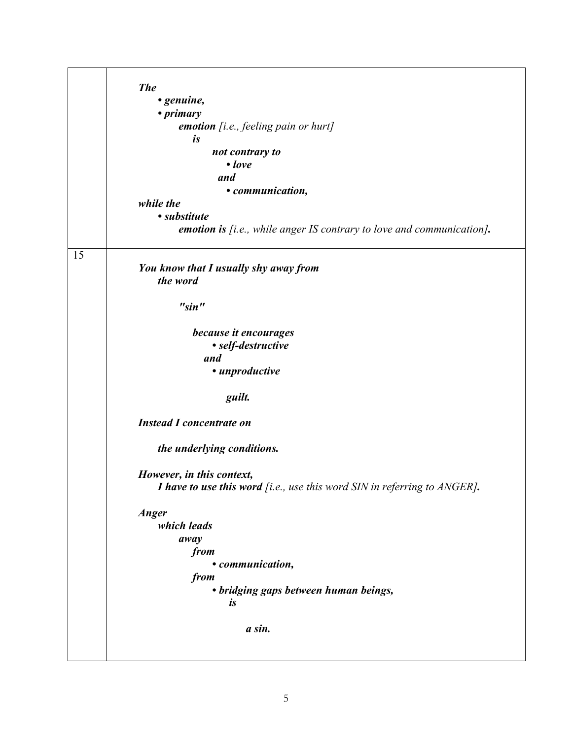| | |
|---|---|
| | ***The*** <br> ***• genuine,*** <br> ***• primary*** <br> ***emotion** [i.e., feeling pain or hurt]* <br> ***is*** <br> ***not contrary to*** <br> ***• love*** <br> ***and*** <br> ***• communication,*** <br> ***while the*** <br> ***• substitute*** <br> ***emotion is** [i.e., while anger IS contrary to love and communication]**.*** |
| 15 | ***You know that I usually shy away from*** <br> ***the word*** <br><br> ***"sin"*** <br><br> ***because it encourages*** <br> ***• self-destructive*** <br> ***and*** <br> ***• unproductive*** <br><br> ***guilt.*** <br><br> ***Instead I concentrate on*** <br><br> ***the underlying conditions.*** <br><br> ***However, in this context,*** <br> ***I have to use this word** [i.e., use this word SIN in referring to ANGER]**.*** <br><br> ***Anger*** <br> ***which leads*** <br> ***away*** <br> ***from*** <br> ***• communication,*** <br> ***from*** <br> ***• bridging gaps between human beings,*** <br> ***is*** <br><br> ***a sin.*** |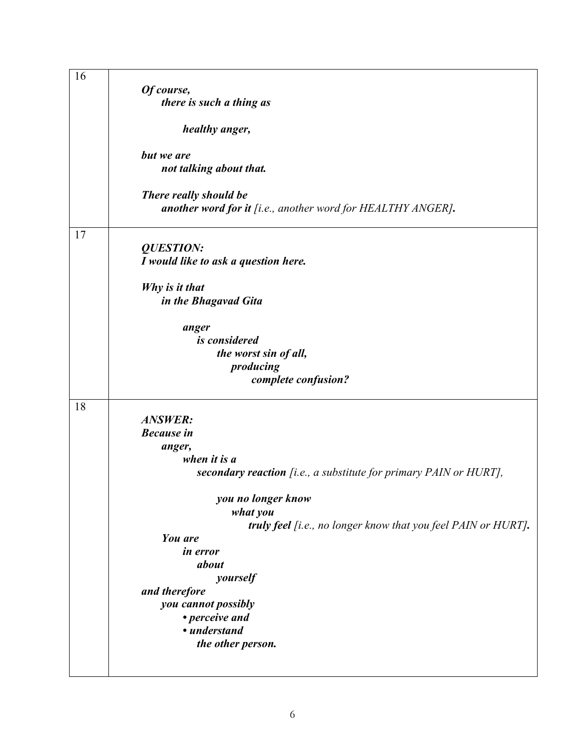| | |
|---|---|
| 16 | ***Of course,*** <br> ***there is such a thing as*** <br><br> ***healthy anger,*** <br><br> ***but we are*** <br> ***not talking about that.*** <br><br> ***There really should be*** <br> ***another word for it** [i.e., another word for HEALTHY ANGER]**.*** |
| 17 | ***QUESTION:*** <br> ***I would like to ask a question here.*** <br><br> ***Why is it that*** <br> ***in the Bhagavad Gita*** <br><br> ***anger*** <br> ***is considered*** <br> ***the worst sin of all,*** <br> ***producing*** <br> ***complete confusion?*** |
| 18 | ***ANSWER:*** <br> ***Because in*** <br> ***anger,*** <br> ***when it is a*** <br> ***secondary reaction** [i.e., a substitute for primary PAIN or HURT],* <br><br> ***you no longer know*** <br> ***what you*** <br> ***truly feel** [i.e., no longer know that you feel PAIN or HURT]**.*** <br> ***You are*** <br> ***in error*** <br> ***about*** <br> ***yourself*** <br> ***and therefore*** <br> ***you cannot possibly*** <br> ***• perceive and*** <br> ***• understand*** <br> ***the other person.*** |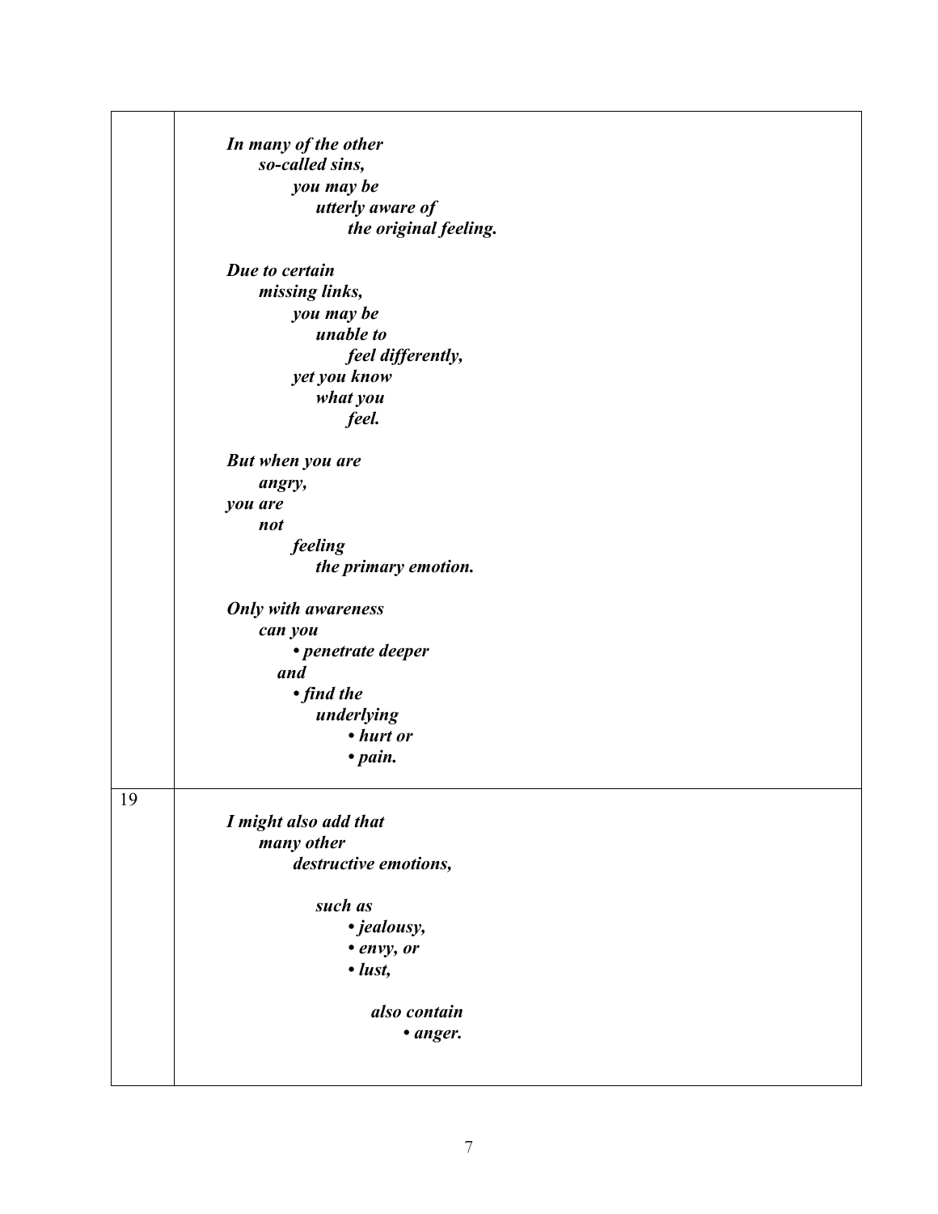| | |
|---|---|
| | ***In many of the other so-called sins, you may be utterly aware of the original feeling.***<br><br>***Due to certain missing links, you may be unable to feel differently, yet you know what you feel.***<br><br>***But when you are angry, you are not feeling the primary emotion.***<br><br>***Only with awareness can you***<br>***• penetrate deeper***<br>***and***<br>***• find the underlying***<br>***• hurt or***<br>***• pain.*** |
| 19 | ***I might also add that many other destructive emotions,***<br><br>***such as***<br>***• jealousy,***<br>***• envy, or***<br>***• lust,***<br><br>***also contain***<br>***• anger.*** |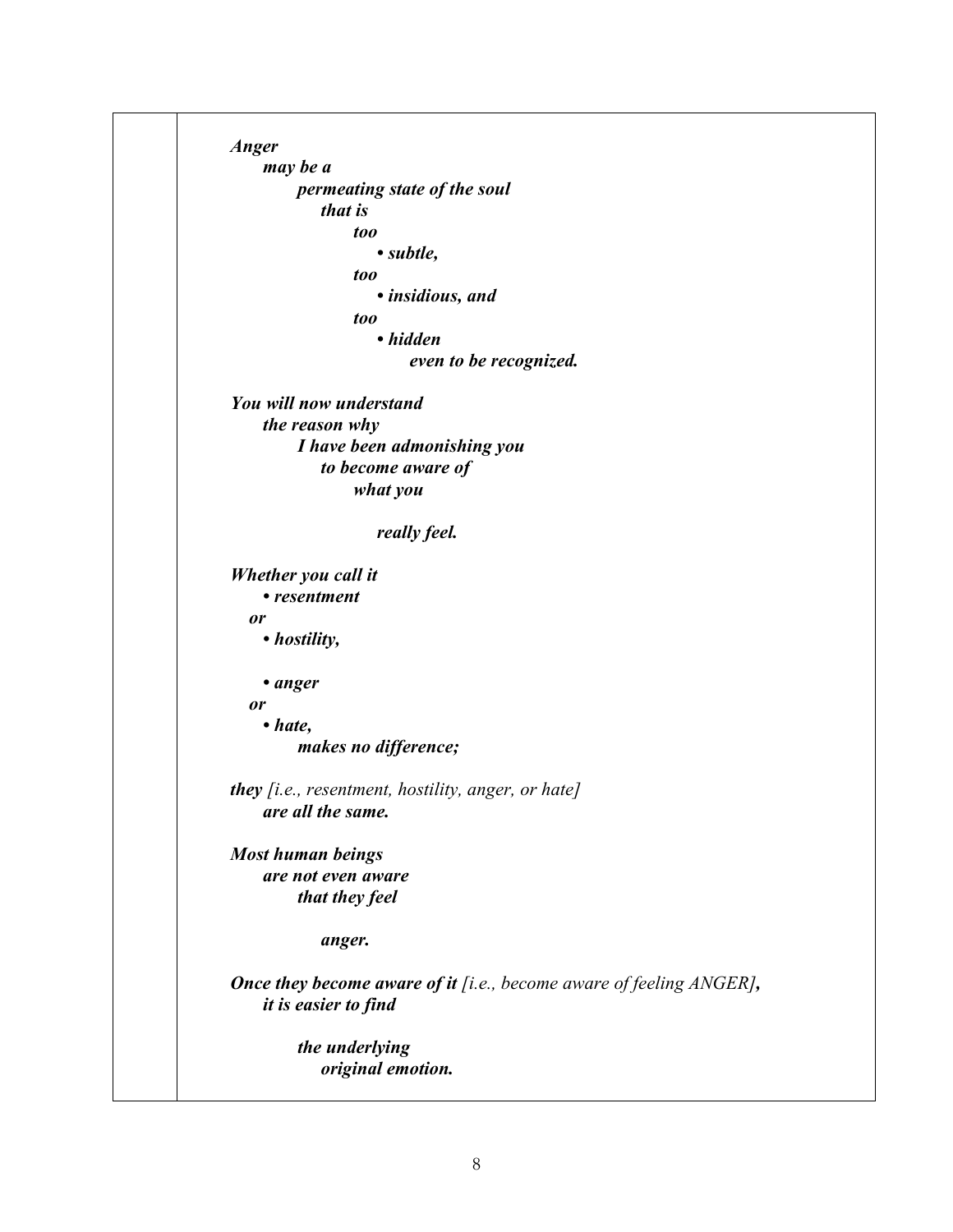*Anger*
*may be a*
*permeating state of the soul*
*that is*
*too*
*• subtle,*
*too*
*• insidious, and*
*too*
*• hidden*
*even to be recognized.*

*You will now understand*
*the reason why*
*I have been admonishing you*
*to become aware of*
*what you*

*really feel.*

*Whether you call it*
*• resentment*
*or*
*• hostility,*

*• anger*
*or*
*• hate,*
*makes no difference;*

***they** [i.e., resentment, hostility, anger, or hate]*
***are all the same.***

*Most human beings*
*are not even aware*
*that they feel*

*anger.*

***Once they become aware of it** [i.e., become aware of feeling ANGER]**,***
***it is easier to find***

***the underlying***
***original emotion.***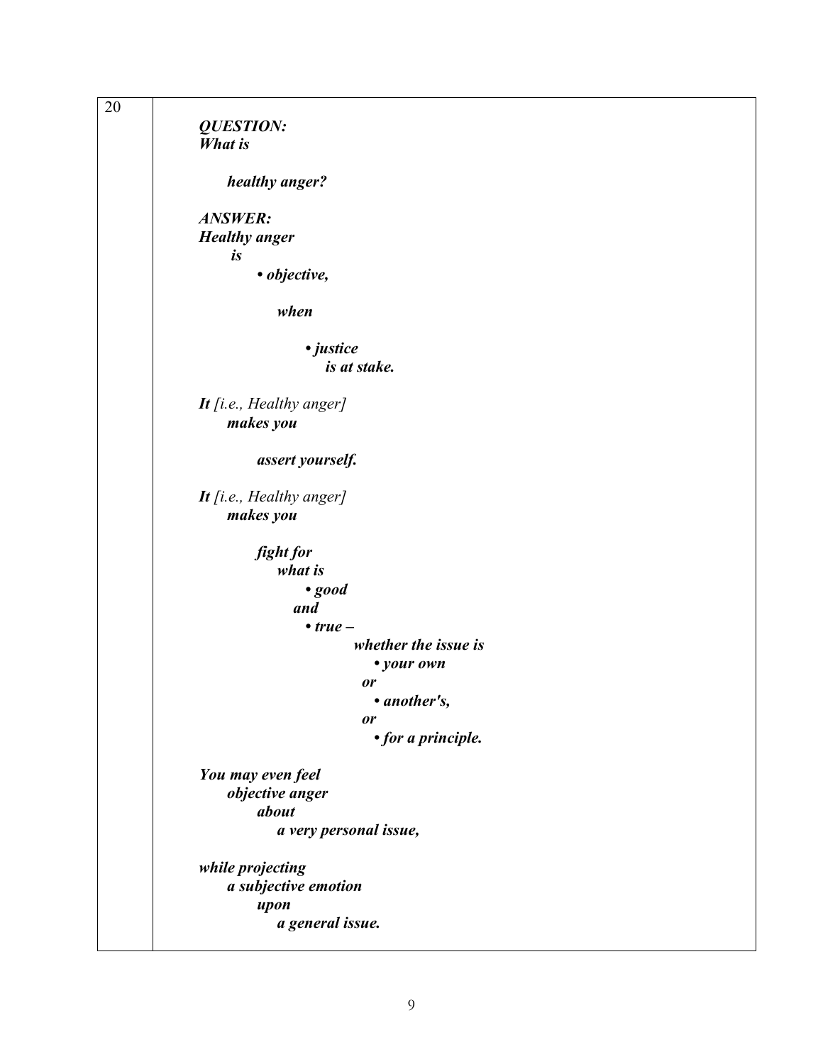| 20 | |
|---|---|
| | ***QUESTION:*** <br> ***What is*** <br><br> ***healthy anger?*** <br><br> ***ANSWER:*** <br> ***Healthy anger*** <br> ***is*** <br> ***• objective,*** <br><br> ***when*** <br><br> ***• justice*** <br> ***is at stake.*** <br><br> ***It*** *[i.e., Healthy anger]* <br> ***makes you*** <br><br> ***assert yourself.*** <br><br> ***It*** *[i.e., Healthy anger]* <br> ***makes you*** <br><br> ***fight for*** <br> ***what is*** <br> ***• good*** <br> ***and*** <br> ***• true –*** <br> ***whether the issue is*** <br> ***• your own*** <br> ***or*** <br> ***• another's,*** <br> ***or*** <br> ***• for a principle.*** <br><br> ***You may even feel*** <br> ***objective anger*** <br> ***about*** <br> ***a very personal issue,*** <br><br> ***while projecting*** <br> ***a subjective emotion*** <br> ***upon*** <br> ***a general issue.*** |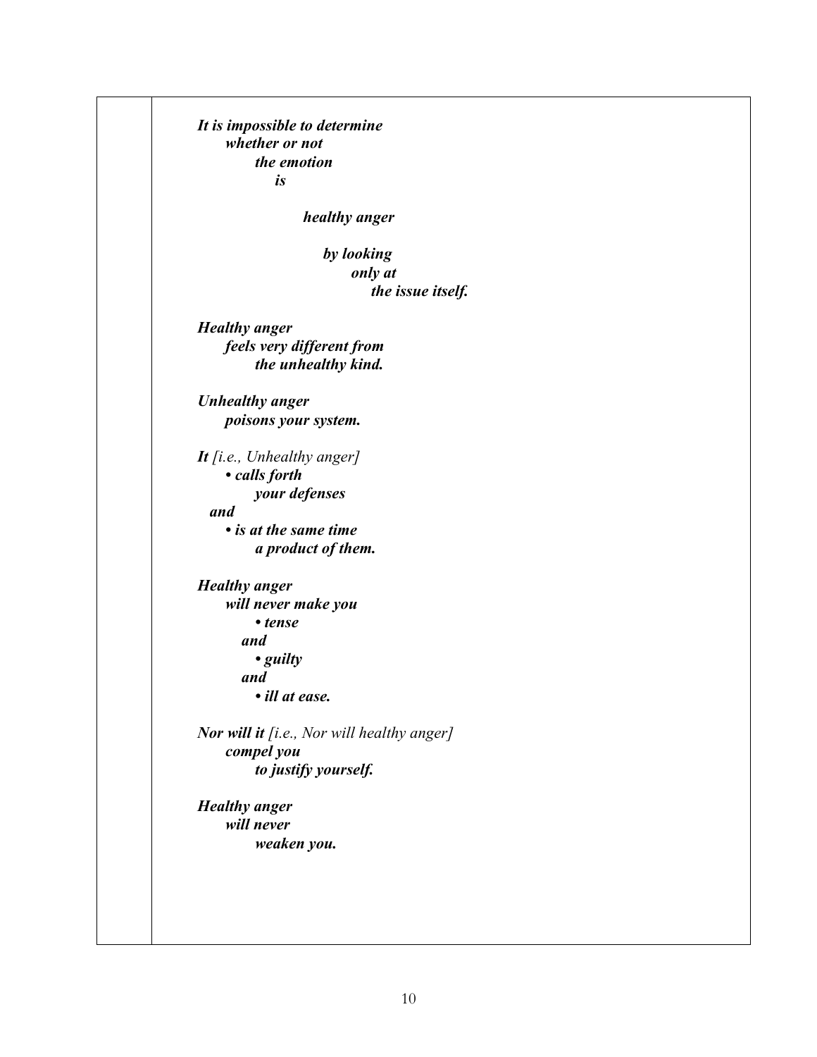***It is impossible to determine***
***whether or not***
***the emotion***
***is***

***healthy anger***

***by looking***
***only at***
***the issue itself.***

***Healthy anger***
***feels very different from***
***the unhealthy kind.***

***Unhealthy anger***
***poisons your system.***

***It*** *[i.e., Unhealthy anger]*
- ***calls forth***
  ***your defenses***

***and***
- ***is at the same time***
  ***a product of them.***

***Healthy anger***
***will never make you***
- ***tense***

***and***
- ***guilty***

***and***
- ***ill at ease.***

***Nor will it*** *[i.e., Nor will healthy anger]*
***compel you***
***to justify yourself.***

***Healthy anger***
***will never***
***weaken you.***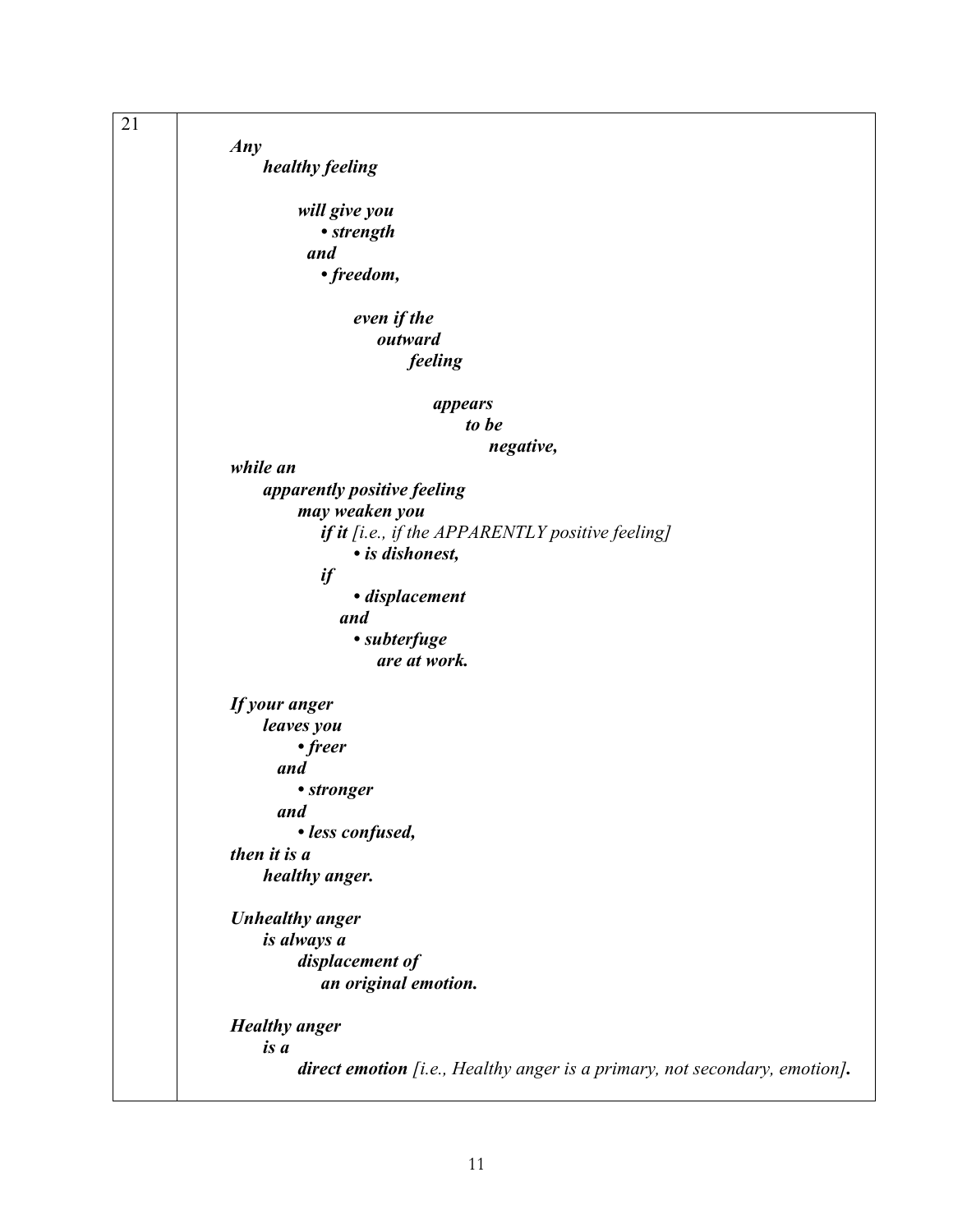| 21 | ***Any healthy feeling will give you • strength and • freedom, even if the outward feeling appears to be negative, while an apparently positive feeling may weaken you if it** [i.e., if the APPARENTLY positive feeling] **• is dishonest, if • displacement and • subterfuge are at work.***<br><br>***If your anger leaves you • freer and • stronger and • less confused, then it is a healthy anger.***<br><br>***Unhealthy anger is always a displacement of an original emotion.***<br><br>***Healthy anger is a direct emotion** [i.e., Healthy anger is a primary, not secondary, emotion]**.*** |
|---|---|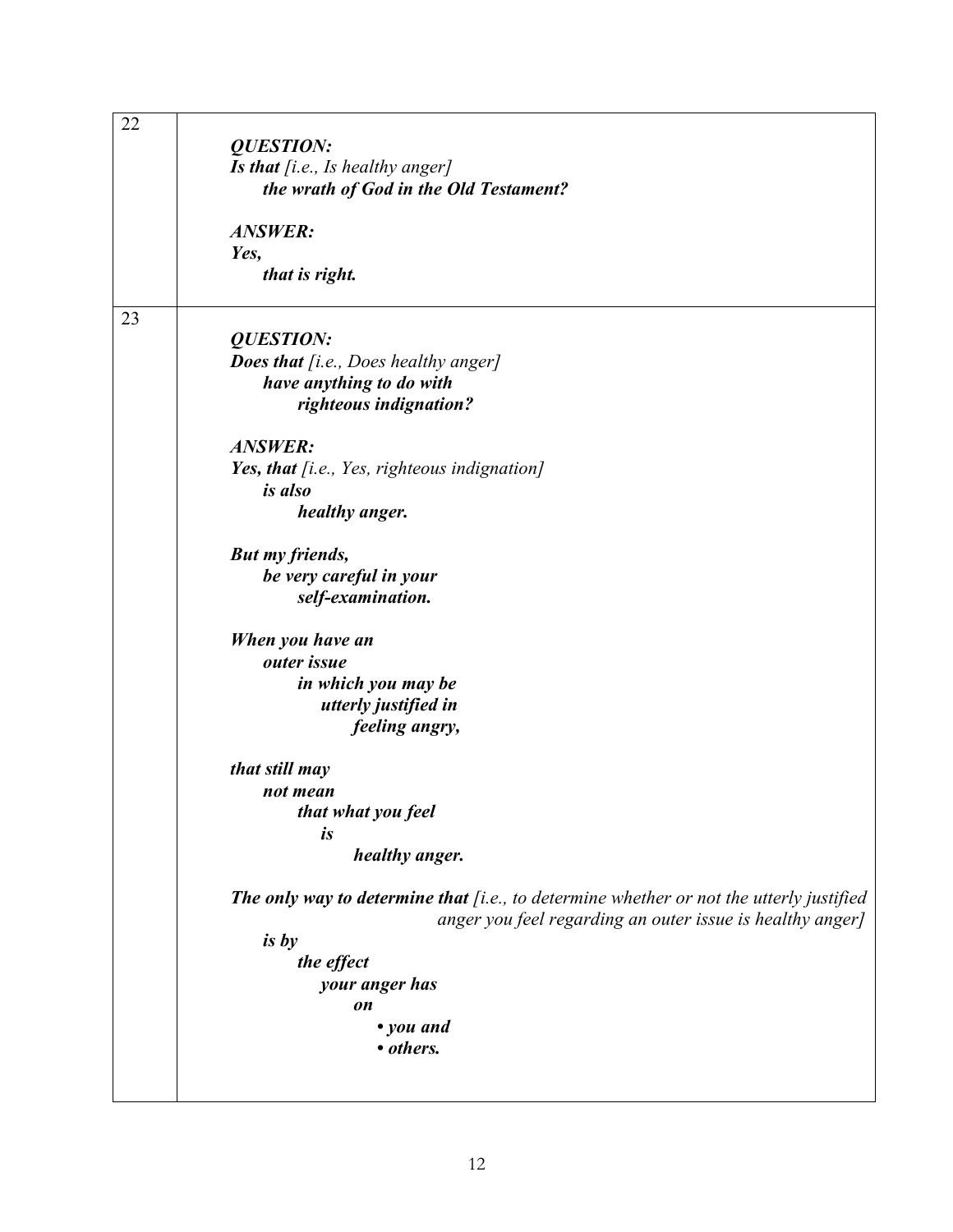| | |
|---|---|
| 22 | ***QUESTION:***<br>***Is that*** *[i.e., Is healthy anger]*<br>***the wrath of God in the Old Testament?***<br><br>***ANSWER:***<br>***Yes,***<br>***that is right.*** |
| 23 | ***QUESTION:***<br>***Does that*** *[i.e., Does healthy anger]*<br>***have anything to do with***<br>***righteous indignation?***<br><br>***ANSWER:***<br>***Yes, that*** *[i.e., Yes, righteous indignation]*<br>***is also***<br>***healthy anger.***<br><br>***But my friends,***<br>***be very careful in your***<br>***self-examination.***<br><br>***When you have an***<br>***outer issue***<br>***in which you may be***<br>***utterly justified in***<br>***feeling angry,***<br><br>***that still may***<br>***not mean***<br>***that what you feel***<br>***is***<br>***healthy anger.***<br><br>***The only way to determine that*** *[i.e., to determine whether or not the utterly justified anger you feel regarding an outer issue is healthy anger]*<br>***is by***<br>***the effect***<br>***your anger has***<br>***on***<br>***• you and***<br>***• others.*** |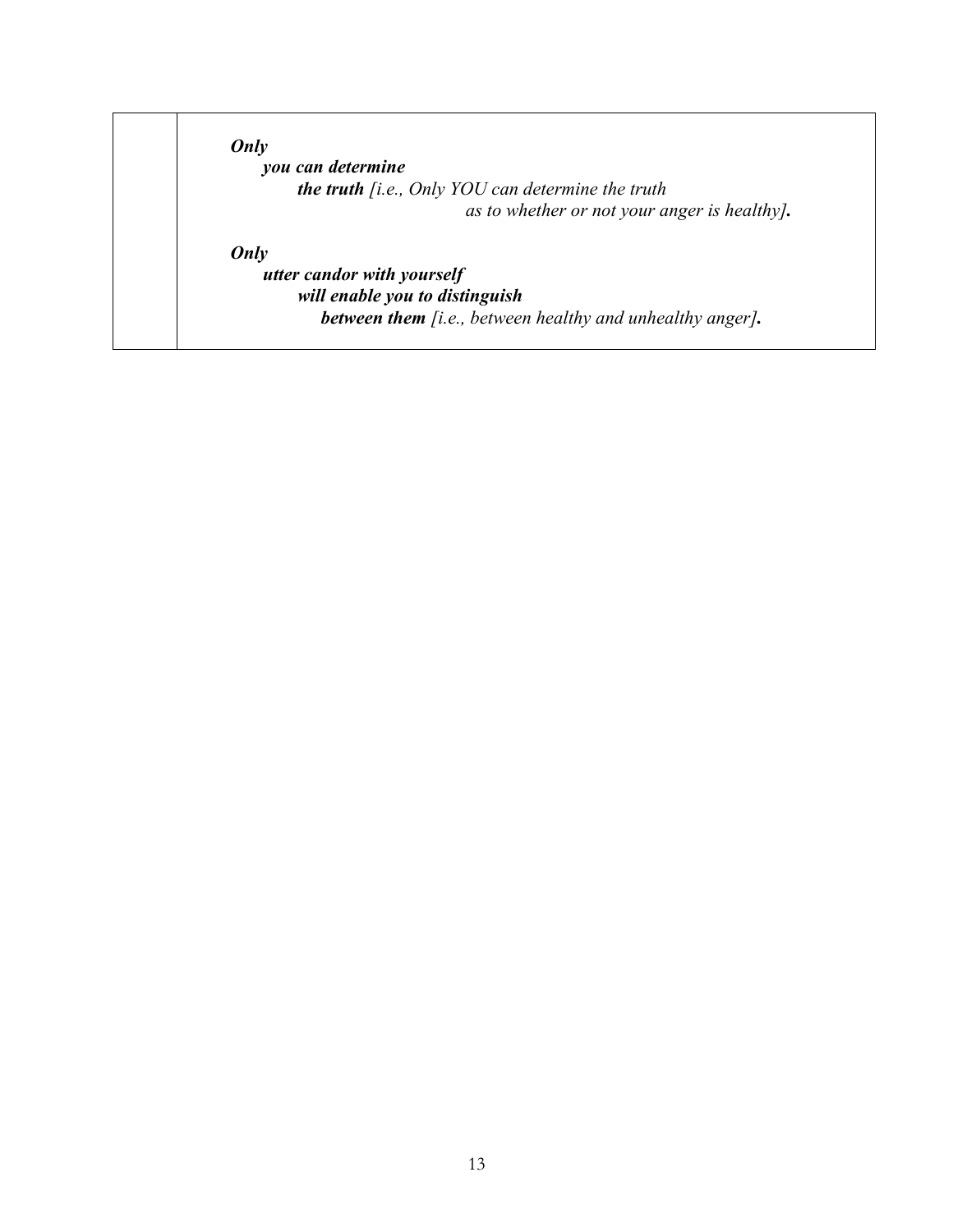***Only***
***you can determine***
***the truth** [i.e., Only YOU can determine the truth as to whether or not your anger is healthy]**.***

***Only***
***utter candor with yourself***
***will enable you to distinguish***
***between them** [i.e., between healthy and unhealthy anger]**.***